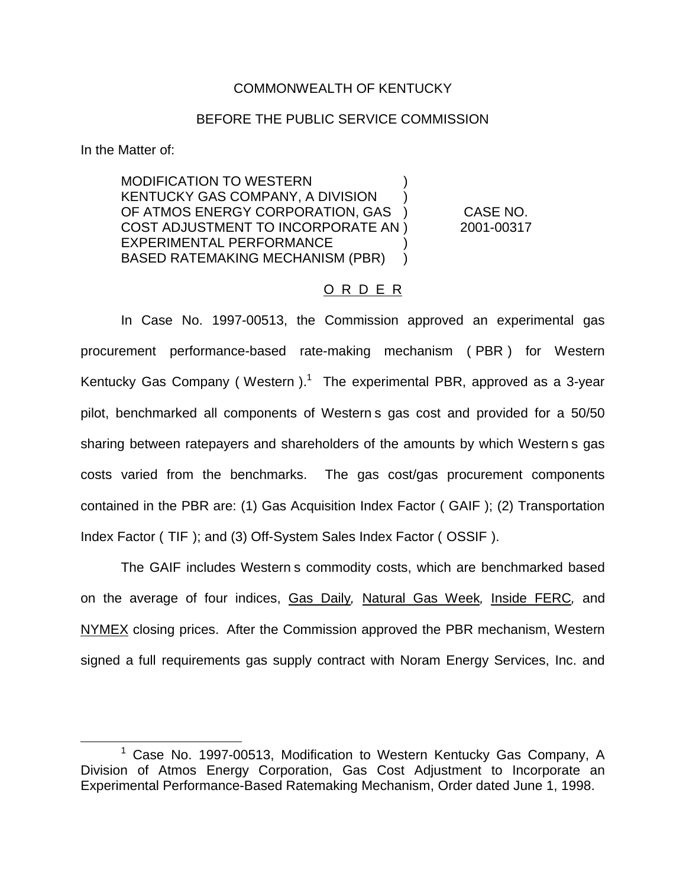COMMONWEALTH OF KENTUCKY

BEFORE THE PUBLIC SERVICE COMMISSION

In the Matter of:

| | |
|---|---|
| MODIFICATION TO WESTERN KENTUCKY GAS COMPANY, A DIVISION OF ATMOS ENERGY CORPORATION, GAS COST ADJUSTMENT TO INCORPORATE AN EXPERIMENTAL PERFORMANCE BASED RATEMAKING MECHANISM (PBR) | CASE NO. 2001-00317 |

O R D E R

In Case No. 1997-00513, the Commission approved an experimental gas procurement performance-based rate-making mechanism ( PBR ) for Western Kentucky Gas Company ( Western ).[1] The experimental PBR, approved as a 3-year pilot, benchmarked all components of Western s gas cost and provided for a 50/50 sharing between ratepayers and shareholders of the amounts by which Western s gas costs varied from the benchmarks. The gas cost/gas procurement components contained in the PBR are: (1) Gas Acquisition Index Factor ( GAIF ); (2) Transportation Index Factor ( TIF ); and (3) Off-System Sales Index Factor ( OSSIF ).

The GAIF includes Western s commodity costs, which are benchmarked based on the average of four indices, Gas Daily, Natural Gas Week, Inside FERC, and NYMEX closing prices. After the Commission approved the PBR mechanism, Western signed a full requirements gas supply contract with Noram Energy Services, Inc. and

[1] Case No. 1997-00513, Modification to Western Kentucky Gas Company, A Division of Atmos Energy Corporation, Gas Cost Adjustment to Incorporate an Experimental Performance-Based Ratemaking Mechanism, Order dated June 1, 1998.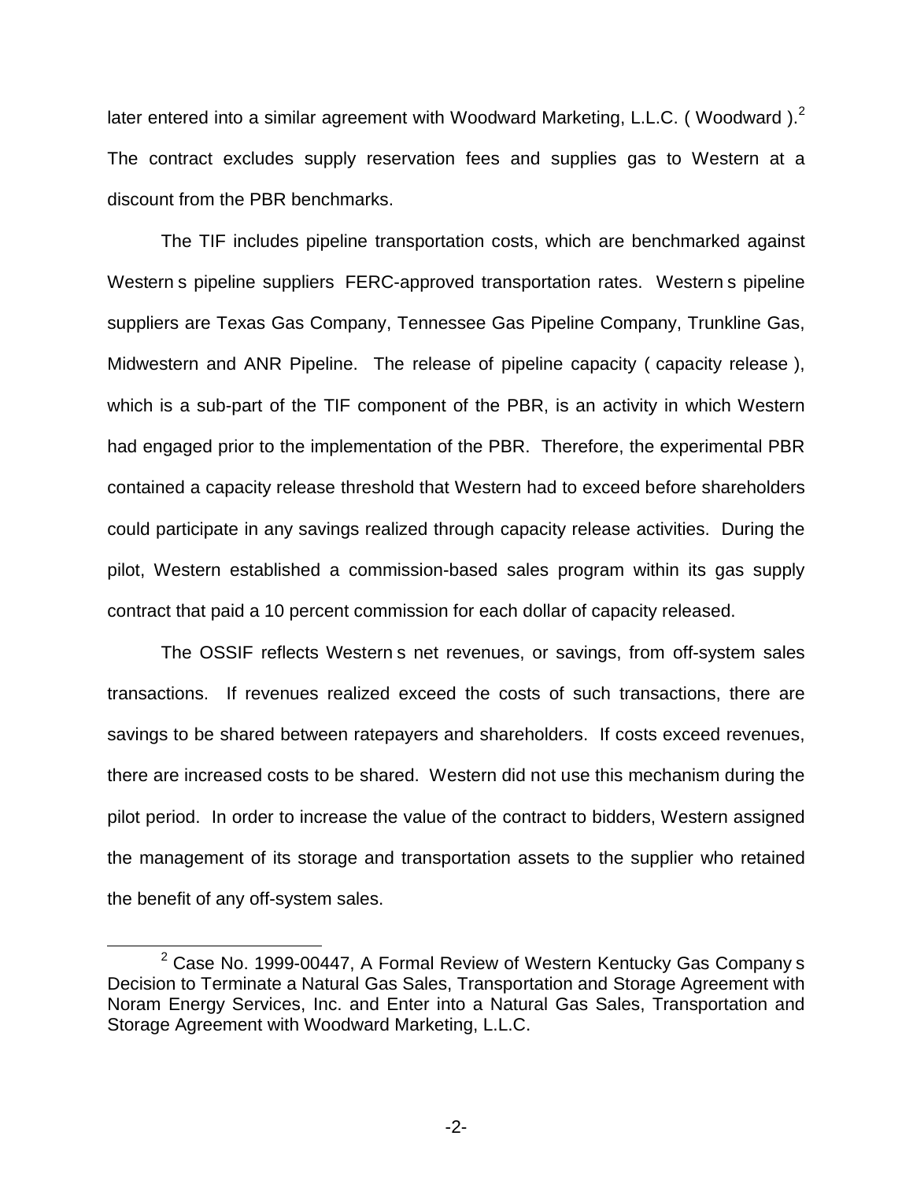later entered into a similar agreement with Woodward Marketing, L.L.C. ( Woodward ).[2] The contract excludes supply reservation fees and supplies gas to Western at a discount from the PBR benchmarks.

The TIF includes pipeline transportation costs, which are benchmarked against Western s pipeline suppliers FERC-approved transportation rates. Western s pipeline suppliers are Texas Gas Company, Tennessee Gas Pipeline Company, Trunkline Gas, Midwestern and ANR Pipeline. The release of pipeline capacity ( capacity release ), which is a sub-part of the TIF component of the PBR, is an activity in which Western had engaged prior to the implementation of the PBR. Therefore, the experimental PBR contained a capacity release threshold that Western had to exceed before shareholders could participate in any savings realized through capacity release activities. During the pilot, Western established a commission-based sales program within its gas supply contract that paid a 10 percent commission for each dollar of capacity released.

The OSSIF reflects Western s net revenues, or savings, from off-system sales transactions. If revenues realized exceed the costs of such transactions, there are savings to be shared between ratepayers and shareholders. If costs exceed revenues, there are increased costs to be shared. Western did not use this mechanism during the pilot period. In order to increase the value of the contract to bidders, Western assigned the management of its storage and transportation assets to the supplier who retained the benefit of any off-system sales.

[2] Case No. 1999-00447, A Formal Review of Western Kentucky Gas Company s Decision to Terminate a Natural Gas Sales, Transportation and Storage Agreement with Noram Energy Services, Inc. and Enter into a Natural Gas Sales, Transportation and Storage Agreement with Woodward Marketing, L.L.C.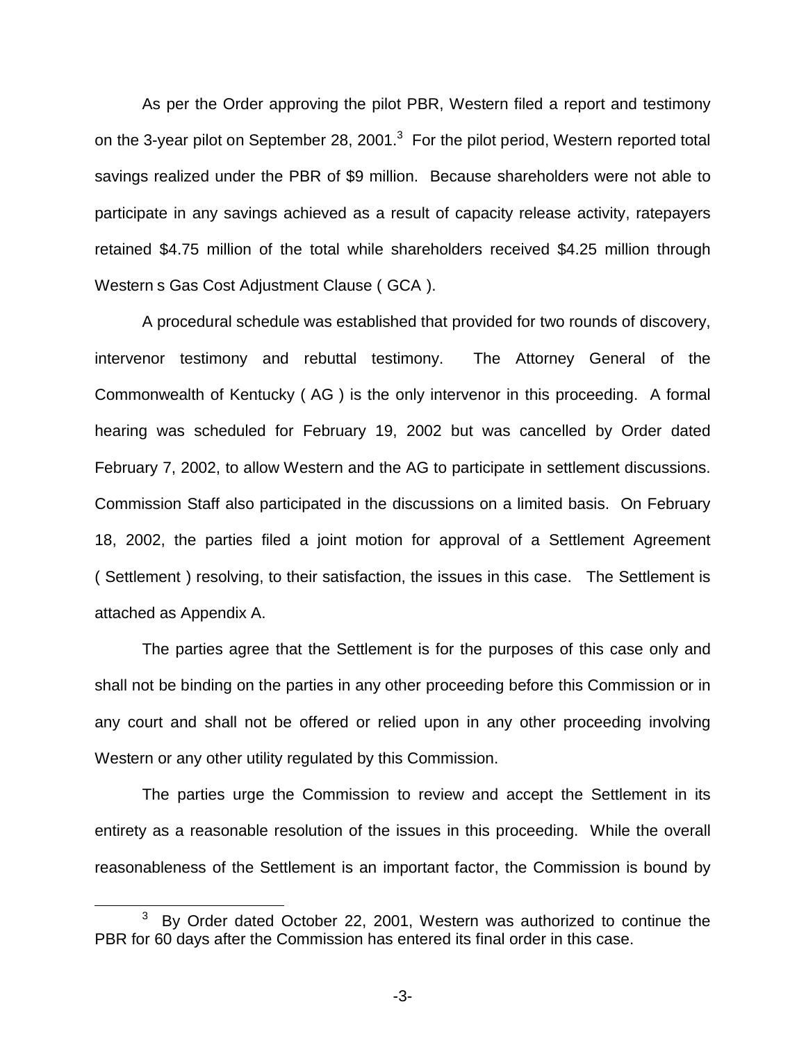As per the Order approving the pilot PBR, Western filed a report and testimony on the 3-year pilot on September 28, 2001.[3] For the pilot period, Western reported total savings realized under the PBR of $9 million. Because shareholders were not able to participate in any savings achieved as a result of capacity release activity, ratepayers retained $4.75 million of the total while shareholders received $4.25 million through Western s Gas Cost Adjustment Clause ( GCA ).

A procedural schedule was established that provided for two rounds of discovery, intervenor testimony and rebuttal testimony. The Attorney General of the Commonwealth of Kentucky ( AG ) is the only intervenor in this proceeding. A formal hearing was scheduled for February 19, 2002 but was cancelled by Order dated February 7, 2002, to allow Western and the AG to participate in settlement discussions. Commission Staff also participated in the discussions on a limited basis. On February 18, 2002, the parties filed a joint motion for approval of a Settlement Agreement ( Settlement ) resolving, to their satisfaction, the issues in this case. The Settlement is attached as Appendix A.

The parties agree that the Settlement is for the purposes of this case only and shall not be binding on the parties in any other proceeding before this Commission or in any court and shall not be offered or relied upon in any other proceeding involving Western or any other utility regulated by this Commission.

The parties urge the Commission to review and accept the Settlement in its entirety as a reasonable resolution of the issues in this proceeding. While the overall reasonableness of the Settlement is an important factor, the Commission is bound by

[3] By Order dated October 22, 2001, Western was authorized to continue the PBR for 60 days after the Commission has entered its final order in this case.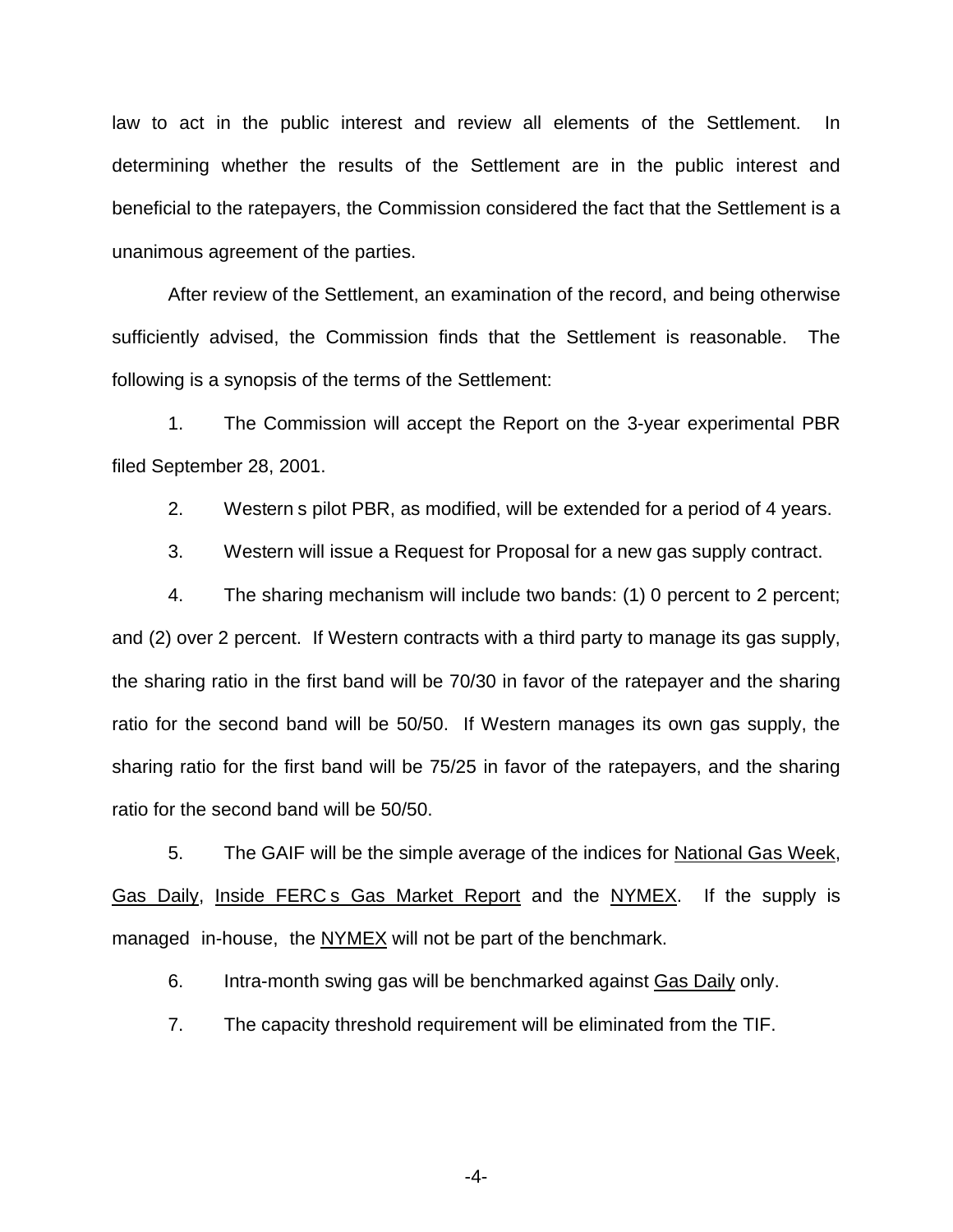law to act in the public interest and review all elements of the Settlement. In determining whether the results of the Settlement are in the public interest and beneficial to the ratepayers, the Commission considered the fact that the Settlement is a unanimous agreement of the parties.

After review of the Settlement, an examination of the record, and being otherwise sufficiently advised, the Commission finds that the Settlement is reasonable. The following is a synopsis of the terms of the Settlement:

1. The Commission will accept the Report on the 3-year experimental PBR filed September 28, 2001.

2. Western s pilot PBR, as modified, will be extended for a period of 4 years.

3. Western will issue a Request for Proposal for a new gas supply contract.

4. The sharing mechanism will include two bands: (1) 0 percent to 2 percent; and (2) over 2 percent. If Western contracts with a third party to manage its gas supply, the sharing ratio in the first band will be 70/30 in favor of the ratepayer and the sharing ratio for the second band will be 50/50. If Western manages its own gas supply, the sharing ratio for the first band will be 75/25 in favor of the ratepayers, and the sharing ratio for the second band will be 50/50.

5. The GAIF will be the simple average of the indices for National Gas Week, Gas Daily, Inside FERC s Gas Market Report and the NYMEX. If the supply is managed in-house, the NYMEX will not be part of the benchmark.

6. Intra-month swing gas will be benchmarked against Gas Daily only.

7. The capacity threshold requirement will be eliminated from the TIF.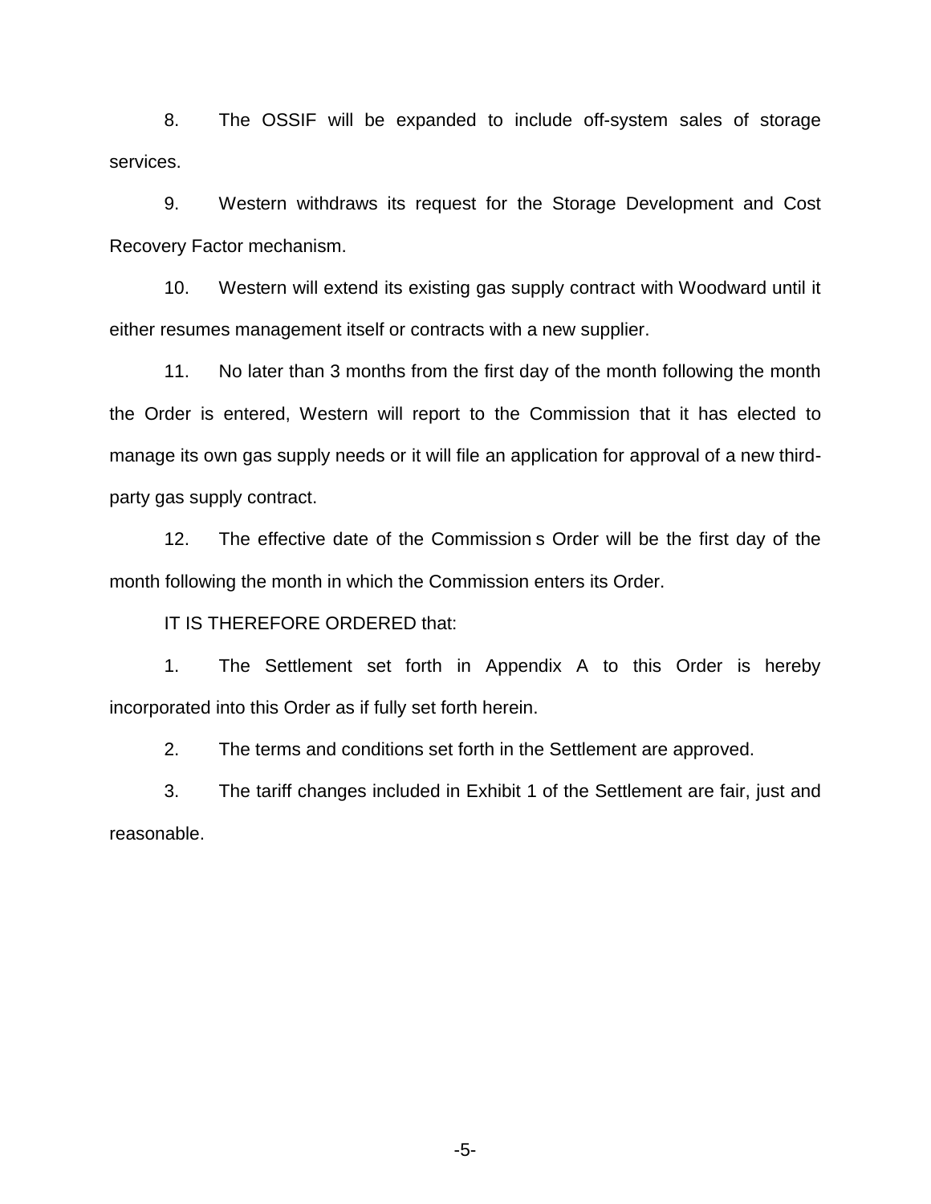8. The OSSIF will be expanded to include off-system sales of storage services.

9. Western withdraws its request for the Storage Development and Cost Recovery Factor mechanism.

10. Western will extend its existing gas supply contract with Woodward until it either resumes management itself or contracts with a new supplier.

11. No later than 3 months from the first day of the month following the month the Order is entered, Western will report to the Commission that it has elected to manage its own gas supply needs or it will file an application for approval of a new third-party gas supply contract.

12. The effective date of the Commission s Order will be the first day of the month following the month in which the Commission enters its Order.

IT IS THEREFORE ORDERED that:

1. The Settlement set forth in Appendix A to this Order is hereby incorporated into this Order as if fully set forth herein.

2. The terms and conditions set forth in the Settlement are approved.

3. The tariff changes included in Exhibit 1 of the Settlement are fair, just and reasonable.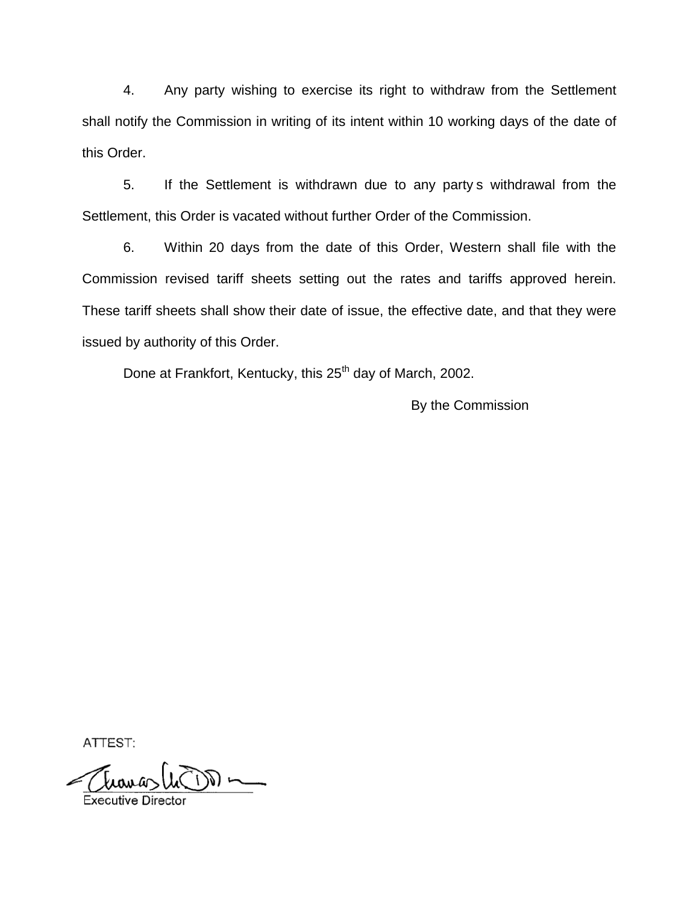4. Any party wishing to exercise its right to withdraw from the Settlement shall notify the Commission in writing of its intent within 10 working days of the date of this Order.

5. If the Settlement is withdrawn due to any party s withdrawal from the Settlement, this Order is vacated without further Order of the Commission.

6. Within 20 days from the date of this Order, Western shall file with the Commission revised tariff sheets setting out the rates and tariffs approved herein. These tariff sheets shall show their date of issue, the effective date, and that they were issued by authority of this Order.

Done at Frankfort, Kentucky, this 25th day of March, 2002.

By the Commission

ATTEST:

Executive Director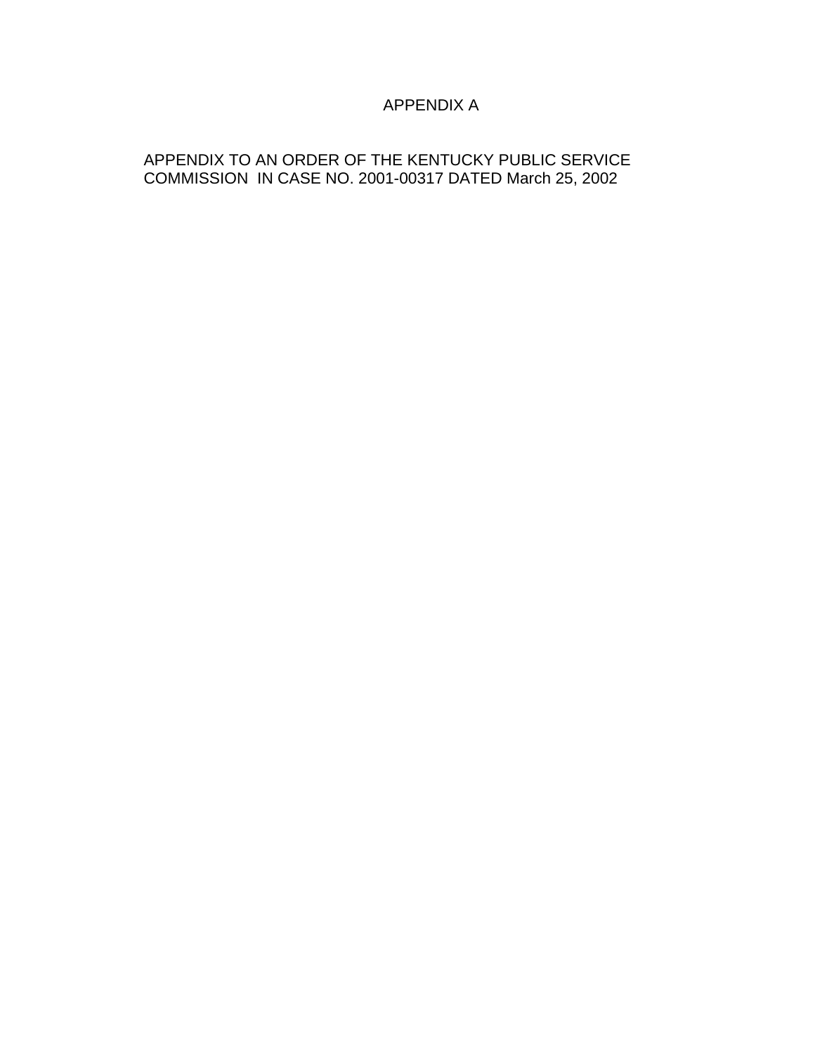# APPENDIX A

APPENDIX TO AN ORDER OF THE KENTUCKY PUBLIC SERVICE COMMISSION IN CASE NO. 2001-00317 DATED March 25, 2002